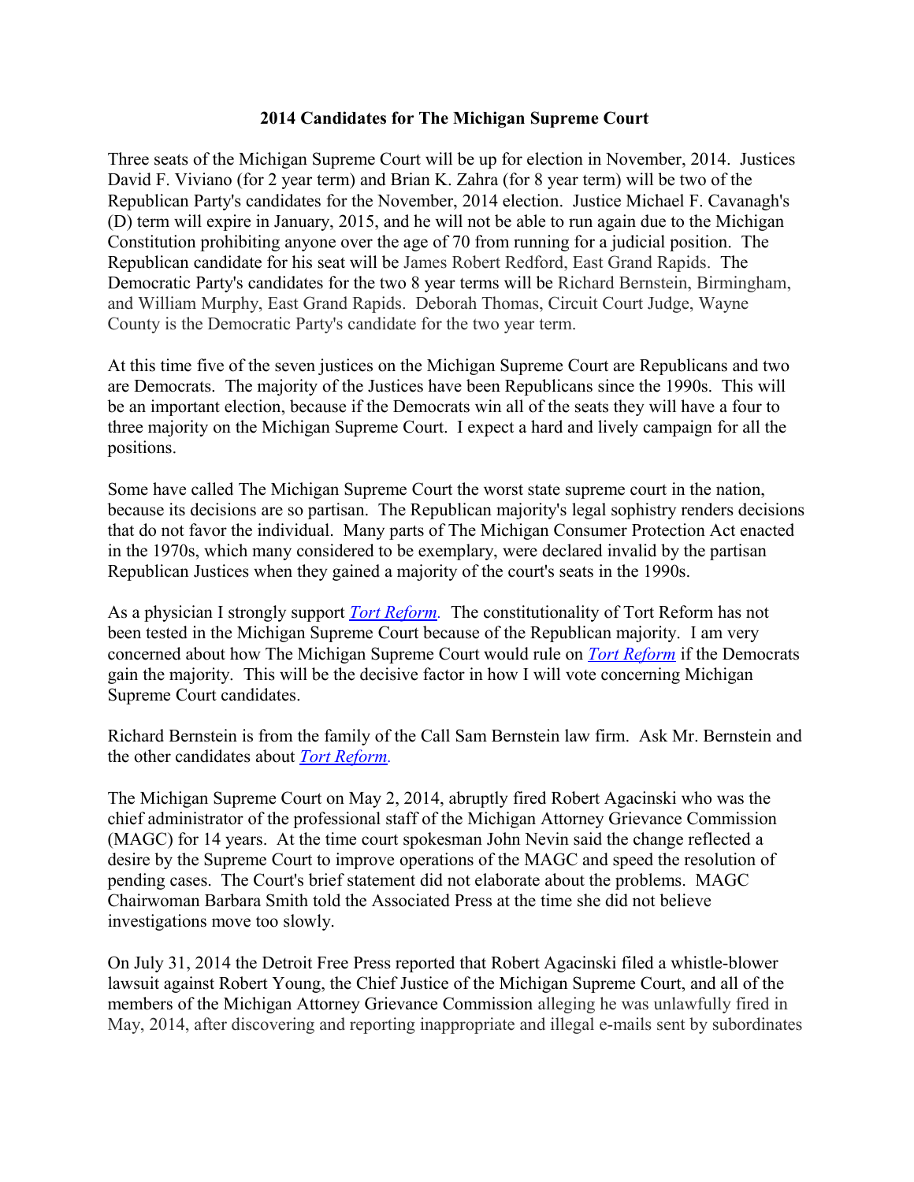**2014 Candidates for The Michigan Supreme Court**

Three seats of the Michigan Supreme Court will be up for election in November, 2014. Justices David F. Viviano (for 2 year term) and Brian K. Zahra (for 8 year term) will be two of the Republican Party's candidates for the November, 2014 election. Justice Michael F. Cavanagh's (D) term will expire in January, 2015, and he will not be able to run again due to the Michigan Constitution prohibiting anyone over the age of 70 from running for a judicial position. The Republican candidate for his seat will be James Robert Redford, East Grand Rapids. The Democratic Party's candidates for the two 8 year terms will be Richard Bernstein, Birmingham, and William Murphy, East Grand Rapids. Deborah Thomas, Circuit Court Judge, Wayne County is the Democratic Party's candidate for the two year term.

At this time five of the seven justices on the Michigan Supreme Court are Republicans and two are Democrats. The majority of the Justices have been Republicans since the 1990s. This will be an important election, because if the Democrats win all of the seats they will have a four to three majority on the Michigan Supreme Court. I expect a hard and lively campaign for all the positions.

Some have called The Michigan Supreme Court the worst state supreme court in the nation, because its decisions are so partisan. The Republican majority's legal sophistry renders decisions that do not favor the individual. Many parts of The Michigan Consumer Protection Act enacted in the 1970s, which many considered to be exemplary, were declared invalid by the partisan Republican Justices when they gained a majority of the court's seats in the 1990s.

As a physician I strongly support *Tort Reform.* The constitutionality of Tort Reform has not been tested in the Michigan Supreme Court because of the Republican majority. I am very concerned about how The Michigan Supreme Court would rule on *Tort Reform* if the Democrats gain the majority. This will be the decisive factor in how I will vote concerning Michigan Supreme Court candidates.

Richard Bernstein is from the family of the Call Sam Bernstein law firm. Ask Mr. Bernstein and the other candidates about *Tort Reform.*

The Michigan Supreme Court on May 2, 2014, abruptly fired Robert Agacinski who was the chief administrator of the professional staff of the Michigan Attorney Grievance Commission (MAGC) for 14 years. At the time court spokesman John Nevin said the change reflected a desire by the Supreme Court to improve operations of the MAGC and speed the resolution of pending cases. The Court's brief statement did not elaborate about the problems. MAGC Chairwoman Barbara Smith told the Associated Press at the time she did not believe investigations move too slowly.

On July 31, 2014 the Detroit Free Press reported that Robert Agacinski filed a whistle-blower lawsuit against Robert Young, the Chief Justice of the Michigan Supreme Court, and all of the members of the Michigan Attorney Grievance Commission alleging he was unlawfully fired in May, 2014, after discovering and reporting inappropriate and illegal e-mails sent by subordinates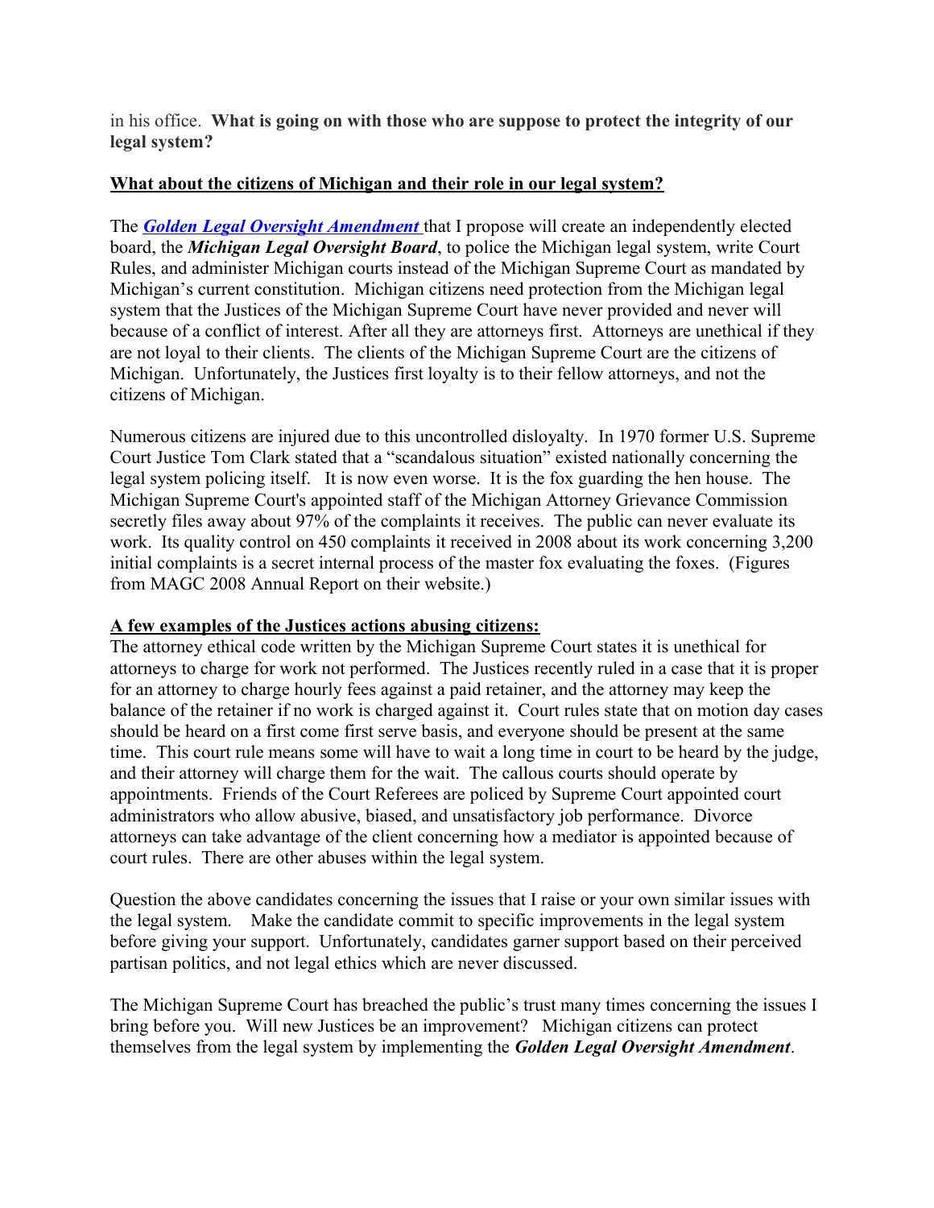in his office. **What is going on with those who are suppose to protect the integrity of our legal system?**

**What about the citizens of Michigan and their role in our legal system?**

The ***Golden Legal Oversight Amendment*** that I propose will create an independently elected board, the ***Michigan Legal Oversight Board***, to police the Michigan legal system, write Court Rules, and administer Michigan courts instead of the Michigan Supreme Court as mandated by Michigan's current constitution. Michigan citizens need protection from the Michigan legal system that the Justices of the Michigan Supreme Court have never provided and never will because of a conflict of interest. After all they are attorneys first. Attorneys are unethical if they are not loyal to their clients. The clients of the Michigan Supreme Court are the citizens of Michigan. Unfortunately, the Justices first loyalty is to their fellow attorneys, and not the citizens of Michigan.

Numerous citizens are injured due to this uncontrolled disloyalty. In 1970 former U.S. Supreme Court Justice Tom Clark stated that a "scandalous situation" existed nationally concerning the legal system policing itself. It is now even worse. It is the fox guarding the hen house. The Michigan Supreme Court's appointed staff of the Michigan Attorney Grievance Commission secretly files away about 97% of the complaints it receives. The public can never evaluate its work. Its quality control on 450 complaints it received in 2008 about its work concerning 3,200 initial complaints is a secret internal process of the master fox evaluating the foxes. (Figures from MAGC 2008 Annual Report on their website.)

**A few examples of the Justices actions abusing citizens:**

The attorney ethical code written by the Michigan Supreme Court states it is unethical for attorneys to charge for work not performed. The Justices recently ruled in a case that it is proper for an attorney to charge hourly fees against a paid retainer, and the attorney may keep the balance of the retainer if no work is charged against it. Court rules state that on motion day cases should be heard on a first come first serve basis, and everyone should be present at the same time. This court rule means some will have to wait a long time in court to be heard by the judge, and their attorney will charge them for the wait. The callous courts should operate by appointments. Friends of the Court Referees are policed by Supreme Court appointed court administrators who allow abusive, biased, and unsatisfactory job performance. Divorce attorneys can take advantage of the client concerning how a mediator is appointed because of court rules. There are other abuses within the legal system.

Question the above candidates concerning the issues that I raise or your own similar issues with the legal system. Make the candidate commit to specific improvements in the legal system before giving your support. Unfortunately, candidates garner support based on their perceived partisan politics, and not legal ethics which are never discussed.

The Michigan Supreme Court has breached the public's trust many times concerning the issues I bring before you. Will new Justices be an improvement? Michigan citizens can protect themselves from the legal system by implementing the ***Golden Legal Oversight Amendment***.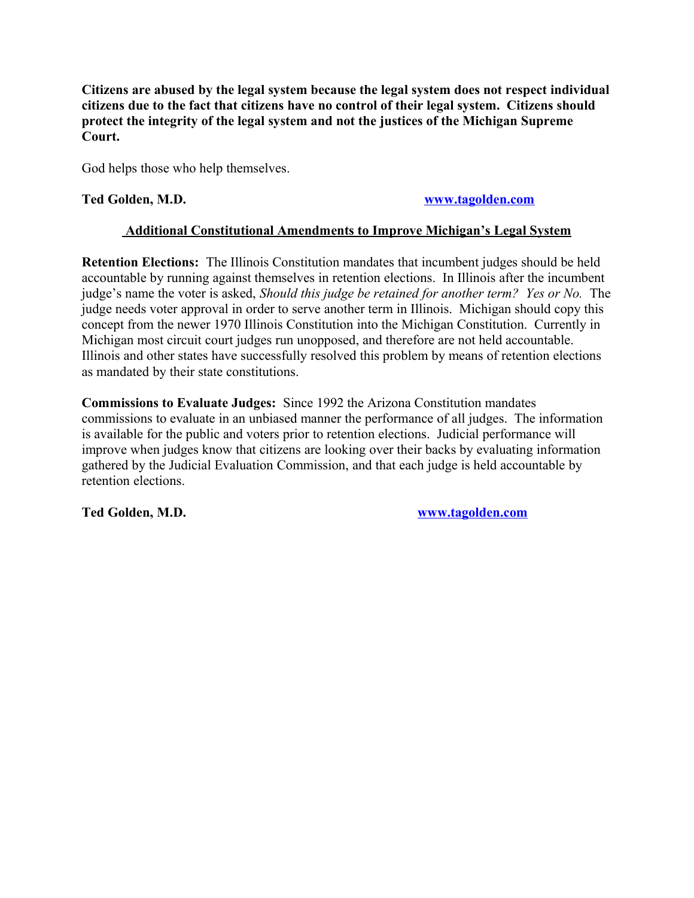**Citizens are abused by the legal system because the legal system does not respect individual citizens due to the fact that citizens have no control of their legal system. Citizens should protect the integrity of the legal system and not the justices of the Michigan Supreme Court.**

God helps those who help themselves.

**Ted Golden, M.D.** **[www.tagolden.com](http://www.tagolden.com)**

## Additional Constitutional Amendments to Improve Michigan's Legal System

**Retention Elections:** The Illinois Constitution mandates that incumbent judges should be held accountable by running against themselves in retention elections. In Illinois after the incumbent judge's name the voter is asked, *Should this judge be retained for another term? Yes or No.* The judge needs voter approval in order to serve another term in Illinois. Michigan should copy this concept from the newer 1970 Illinois Constitution into the Michigan Constitution. Currently in Michigan most circuit court judges run unopposed, and therefore are not held accountable. Illinois and other states have successfully resolved this problem by means of retention elections as mandated by their state constitutions.

**Commissions to Evaluate Judges:** Since 1992 the Arizona Constitution mandates commissions to evaluate in an unbiased manner the performance of all judges. The information is available for the public and voters prior to retention elections. Judicial performance will improve when judges know that citizens are looking over their backs by evaluating information gathered by the Judicial Evaluation Commission, and that each judge is held accountable by retention elections.

**Ted Golden, M.D.** **[www.tagolden.com](http://www.tagolden.com)**